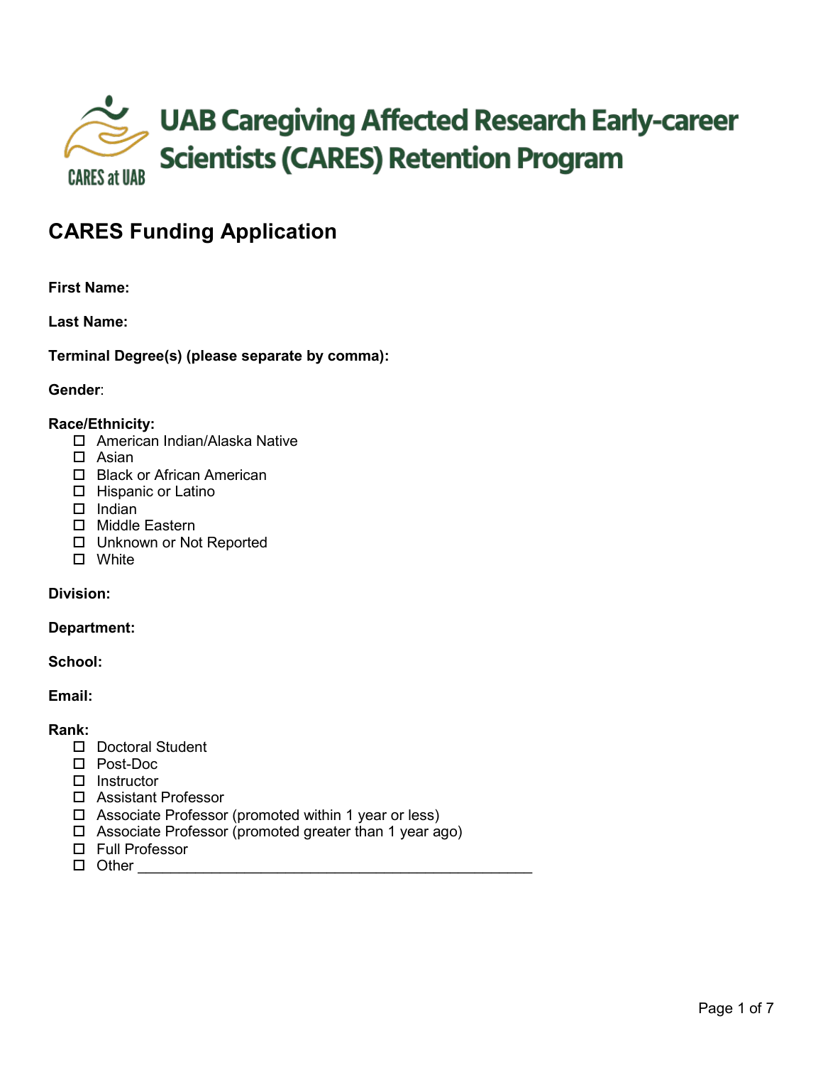# UAB Caregiving Affected Research Early-career Scientists (CARES) Retention Program

CARES at UAB

## CARES Funding Application

**First Name:**

**Last Name:**

**Terminal Degree(s) (please separate by comma):**

**Gender**:

**Race/Ethnicity:**

- ☐ American Indian/Alaska Native
- ☐ Asian
- ☐ Black or African American
- ☐ Hispanic or Latino
- ☐ Indian
- ☐ Middle Eastern
- ☐ Unknown or Not Reported
- ☐ White

**Division:**

**Department:**

**School:**

**Email:**

**Rank:**

- ☐ Doctoral Student
- ☐ Post-Doc
- ☐ Instructor
- ☐ Assistant Professor
- ☐ Associate Professor (promoted within 1 year or less)
- ☐ Associate Professor (promoted greater than 1 year ago)
- ☐ Full Professor
- ☐ Other ______________________________________________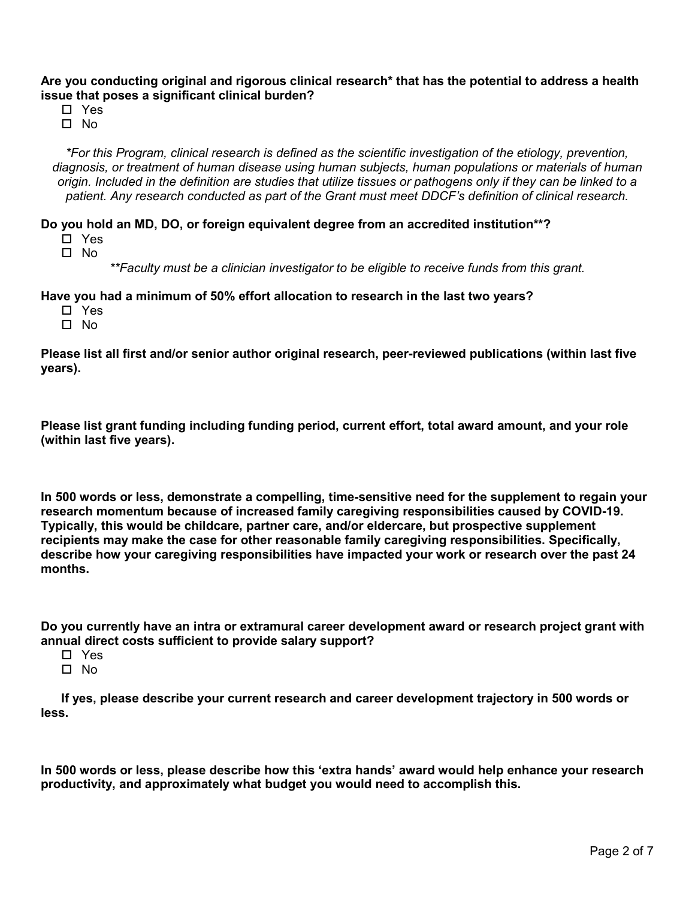**Are you conducting original and rigorous clinical research* that has the potential to address a health issue that poses a significant clinical burden?**

- ☐ Yes
- ☐ No

*\*For this Program, clinical research is defined as the scientific investigation of the etiology, prevention, diagnosis, or treatment of human disease using human subjects, human populations or materials of human origin. Included in the definition are studies that utilize tissues or pathogens only if they can be linked to a patient. Any research conducted as part of the Grant must meet DDCF's definition of clinical research.*

**Do you hold an MD, DO, or foreign equivalent degree from an accredited institution**?**

- ☐ Yes
- ☐ No

*\*\*Faculty must be a clinician investigator to be eligible to receive funds from this grant.*

**Have you had a minimum of 50% effort allocation to research in the last two years?**

- ☐ Yes
- ☐ No

**Please list all first and/or senior author original research, peer-reviewed publications (within last five years).**

**Please list grant funding including funding period, current effort, total award amount, and your role (within last five years).**

**In 500 words or less, demonstrate a compelling, time-sensitive need for the supplement to regain your research momentum because of increased family caregiving responsibilities caused by COVID-19. Typically, this would be childcare, partner care, and/or eldercare, but prospective supplement recipients may make the case for other reasonable family caregiving responsibilities. Specifically, describe how your caregiving responsibilities have impacted your work or research over the past 24 months.**

**Do you currently have an intra or extramural career development award or research project grant with annual direct costs sufficient to provide salary support?**

- ☐ Yes
- ☐ No

**If yes, please describe your current research and career development trajectory in 500 words or less.**

**In 500 words or less, please describe how this 'extra hands' award would help enhance your research productivity, and approximately what budget you would need to accomplish this.**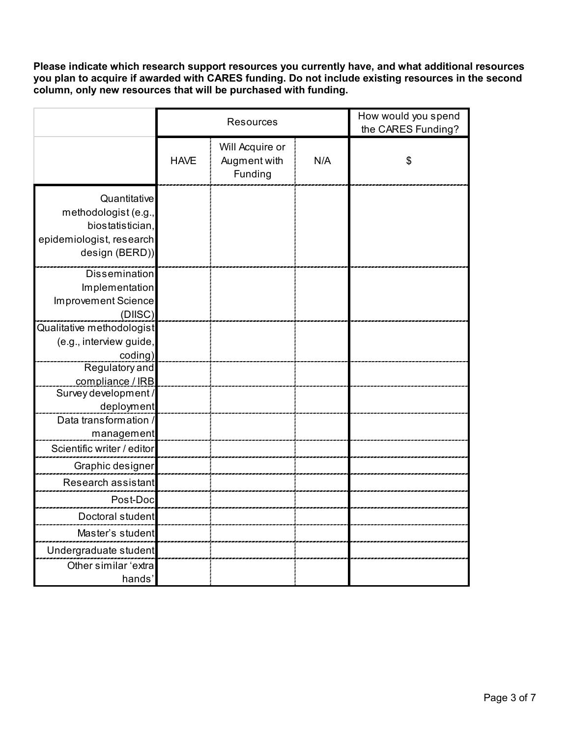**Please indicate which research support resources you currently have, and what additional resources you plan to acquire if awarded with CARES funding. Do not include existing resources in the second column, only new resources that will be purchased with funding.**

| | Resources | | | How would you spend the CARES Funding? |
|---|---|---|---|---|
| | HAVE | Will Acquire or Augment with Funding | N/A | $ |
| Quantitative methodologist (e.g., biostatistician, epidemiologist, research design (BERD)) | | | | |
| Dissemination Implementation Improvement Science (DIISC) | | | | |
| Qualitative methodologist (e.g., interview guide, coding) | | | | |
| Regulatory and compliance / IRB | | | | |
| Survey development / deployment | | | | |
| Data transformation / management | | | | |
| Scientific writer / editor | | | | |
| Graphic designer | | | | |
| Research assistant | | | | |
| Post-Doc | | | | |
| Doctoral student | | | | |
| Master's student | | | | |
| Undergraduate student | | | | |
| Other similar 'extra hands' | | | | |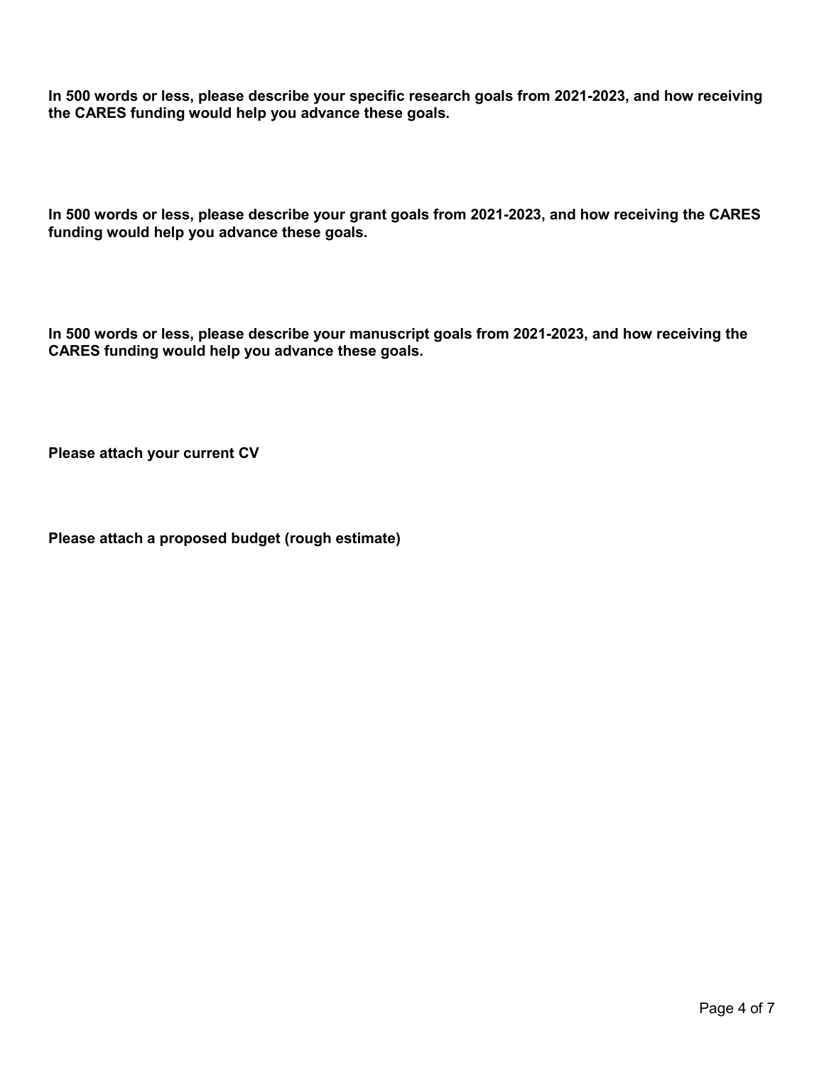**In 500 words or less, please describe your specific research goals from 2021-2023, and how receiving the CARES funding would help you advance these goals.**

**In 500 words or less, please describe your grant goals from 2021-2023, and how receiving the CARES funding would help you advance these goals.**

**In 500 words or less, please describe your manuscript goals from 2021-2023, and how receiving the CARES funding would help you advance these goals.**

**Please attach your current CV**

**Please attach a proposed budget (rough estimate)**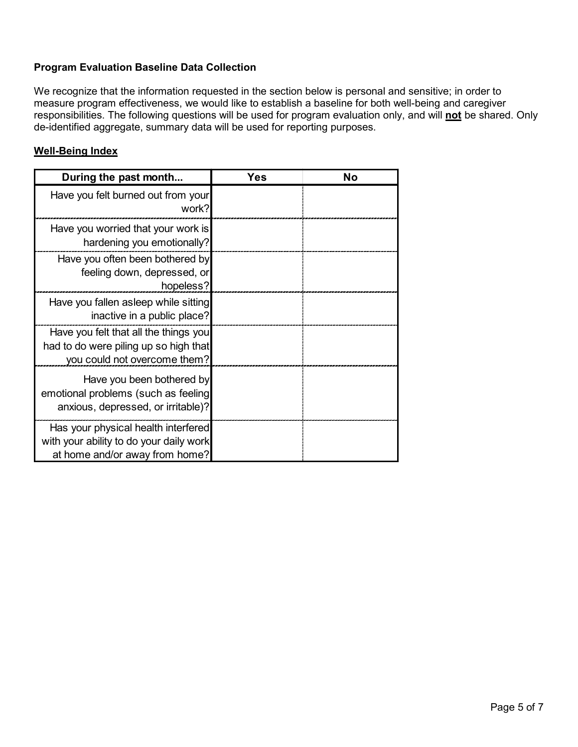**Program Evaluation Baseline Data Collection**

We recognize that the information requested in the section below is personal and sensitive; in order to measure program effectiveness, we would like to establish a baseline for both well-being and caregiver responsibilities. The following questions will be used for program evaluation only, and will **not** be shared. Only de-identified aggregate, summary data will be used for reporting purposes.

**Well-Being Index**

| During the past month... | Yes | No |
|---|---|---|
| Have you felt burned out from your work? | | |
| Have you worried that your work is hardening you emotionally? | | |
| Have you often been bothered by feeling down, depressed, or hopeless? | | |
| Have you fallen asleep while sitting inactive in a public place? | | |
| Have you felt that all the things you had to do were piling up so high that you could not overcome them? | | |
| Have you been bothered by emotional problems (such as feeling anxious, depressed, or irritable)? | | |
| Has your physical health interfered with your ability to do your daily work at home and/or away from home? | | |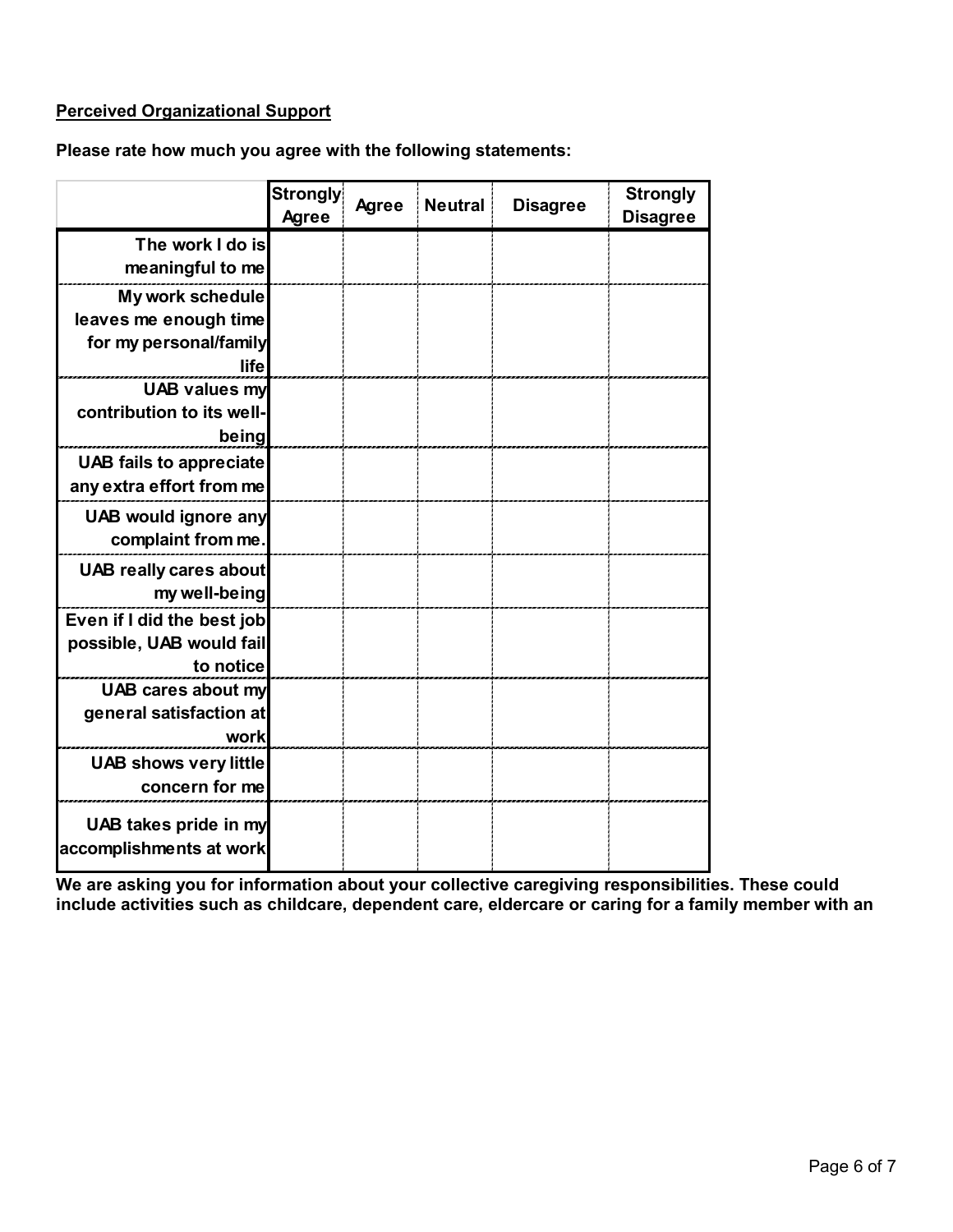**Perceived Organizational Support**

**Please rate how much you agree with the following statements:**

| | Strongly Agree | Agree | Neutral | Disagree | Strongly Disagree |
|---|---|---|---|---|---|
| The work I do is meaningful to me | | | | | |
| My work schedule leaves me enough time for my personal/family life | | | | | |
| UAB values my contribution to its well-being | | | | | |
| UAB fails to appreciate any extra effort from me | | | | | |
| UAB would ignore any complaint from me. | | | | | |
| UAB really cares about my well-being | | | | | |
| Even if I did the best job possible, UAB would fail to notice | | | | | |
| UAB cares about my general satisfaction at work | | | | | |
| UAB shows very little concern for me | | | | | |
| UAB takes pride in my accomplishments at work | | | | | |

**We are asking you for information about your collective caregiving responsibilities. These could include activities such as childcare, dependent care, eldercare or caring for a family member with an**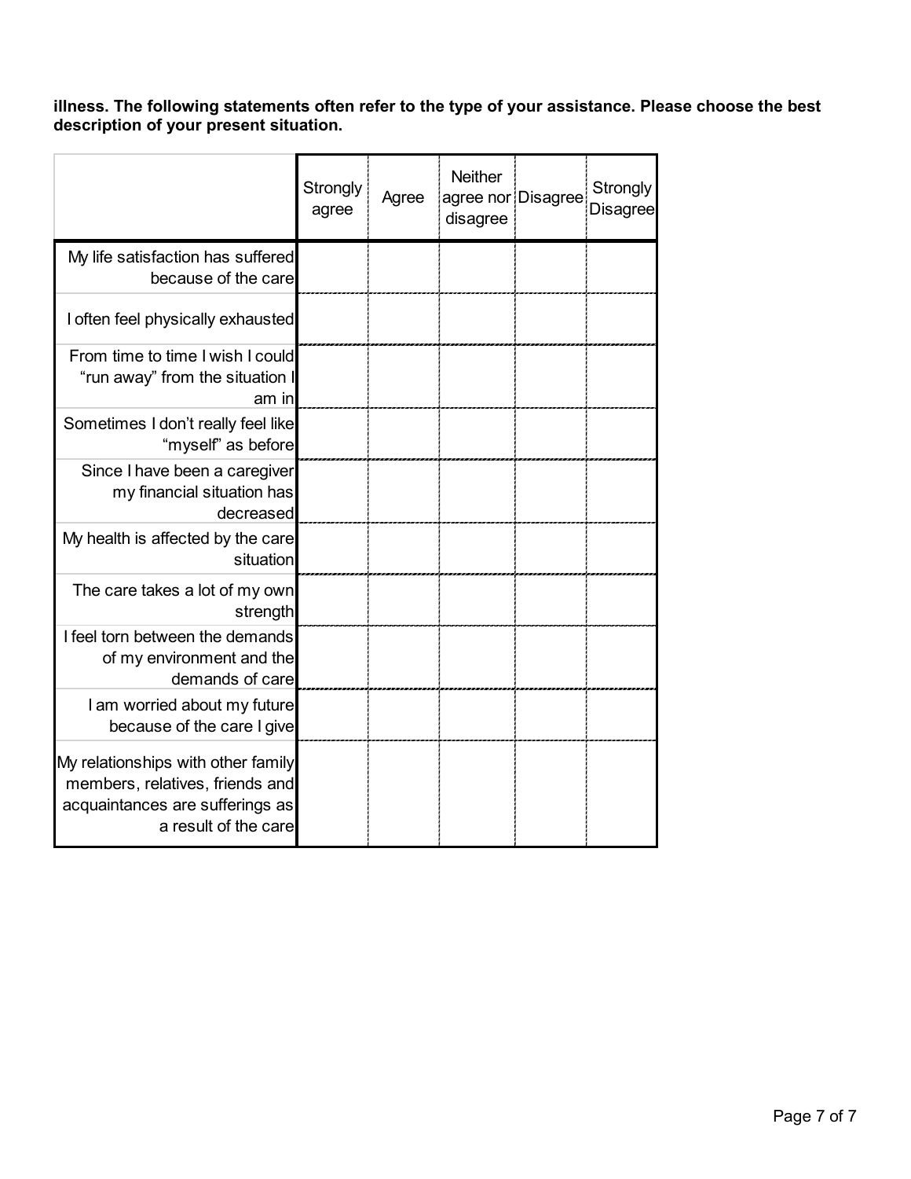**illness. The following statements often refer to the type of your assistance. Please choose the best description of your present situation.**

| | Strongly agree | Agree | Neither agree nor disagree | Disagree | Strongly Disagree |
|---|---|---|---|---|---|
| My life satisfaction has suffered because of the care | | | | | |
| I often feel physically exhausted | | | | | |
| From time to time I wish I could “run away” from the situation I am in | | | | | |
| Sometimes I don’t really feel like “myself” as before | | | | | |
| Since I have been a caregiver my financial situation has decreased | | | | | |
| My health is affected by the care situation | | | | | |
| The care takes a lot of my own strength | | | | | |
| I feel torn between the demands of my environment and the demands of care | | | | | |
| I am worried about my future because of the care I give | | | | | |
| My relationships with other family members, relatives, friends and acquaintances are sufferings as a result of the care | | | | | |